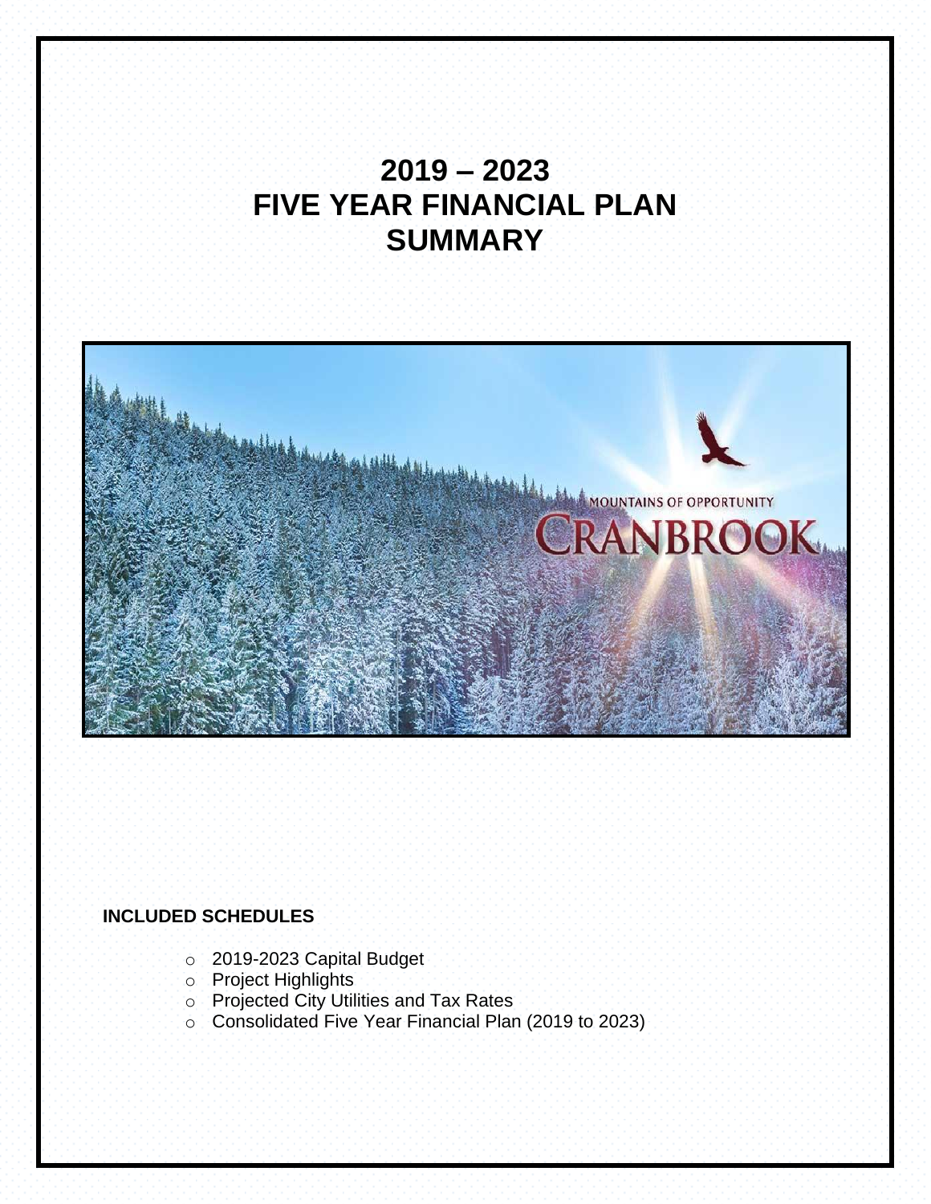# 2019 – 2023
# FIVE YEAR FINANCIAL PLAN
# SUMMARY

**INCLUDED SCHEDULES**

- 2019-2023 Capital Budget
- Project Highlights
- Projected City Utilities and Tax Rates
- Consolidated Five Year Financial Plan (2019 to 2023)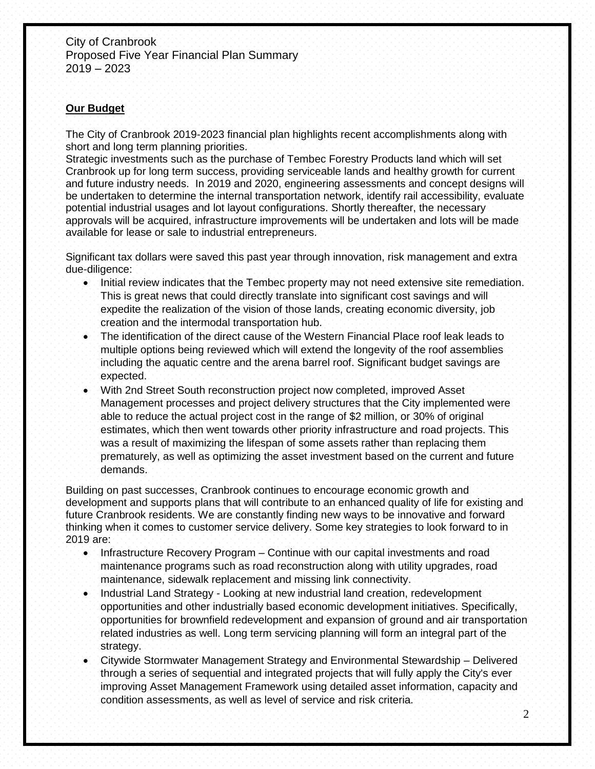City of Cranbrook
Proposed Five Year Financial Plan Summary
2019 – 2023

## Our Budget

The City of Cranbrook 2019-2023 financial plan highlights recent accomplishments along with short and long term planning priorities.
Strategic investments such as the purchase of Tembec Forestry Products land which will set Cranbrook up for long term success, providing serviceable lands and healthy growth for current and future industry needs. In 2019 and 2020, engineering assessments and concept designs will be undertaken to determine the internal transportation network, identify rail accessibility, evaluate potential industrial usages and lot layout configurations. Shortly thereafter, the necessary approvals will be acquired, infrastructure improvements will be undertaken and lots will be made available for lease or sale to industrial entrepreneurs.

Significant tax dollars were saved this past year through innovation, risk management and extra due-diligence:

- Initial review indicates that the Tembec property may not need extensive site remediation. This is great news that could directly translate into significant cost savings and will expedite the realization of the vision of those lands, creating economic diversity, job creation and the intermodal transportation hub.
- The identification of the direct cause of the Western Financial Place roof leak leads to multiple options being reviewed which will extend the longevity of the roof assemblies including the aquatic centre and the arena barrel roof. Significant budget savings are expected.
- With 2nd Street South reconstruction project now completed, improved Asset Management processes and project delivery structures that the City implemented were able to reduce the actual project cost in the range of $2 million, or 30% of original estimates, which then went towards other priority infrastructure and road projects. This was a result of maximizing the lifespan of some assets rather than replacing them prematurely, as well as optimizing the asset investment based on the current and future demands.

Building on past successes, Cranbrook continues to encourage economic growth and development and supports plans that will contribute to an enhanced quality of life for existing and future Cranbrook residents. We are constantly finding new ways to be innovative and forward thinking when it comes to customer service delivery. Some key strategies to look forward to in 2019 are:

- Infrastructure Recovery Program – Continue with our capital investments and road maintenance programs such as road reconstruction along with utility upgrades, road maintenance, sidewalk replacement and missing link connectivity.
- Industrial Land Strategy - Looking at new industrial land creation, redevelopment opportunities and other industrially based economic development initiatives. Specifically, opportunities for brownfield redevelopment and expansion of ground and air transportation related industries as well. Long term servicing planning will form an integral part of the strategy.
- Citywide Stormwater Management Strategy and Environmental Stewardship – Delivered through a series of sequential and integrated projects that will fully apply the City's ever improving Asset Management Framework using detailed asset information, capacity and condition assessments, as well as level of service and risk criteria.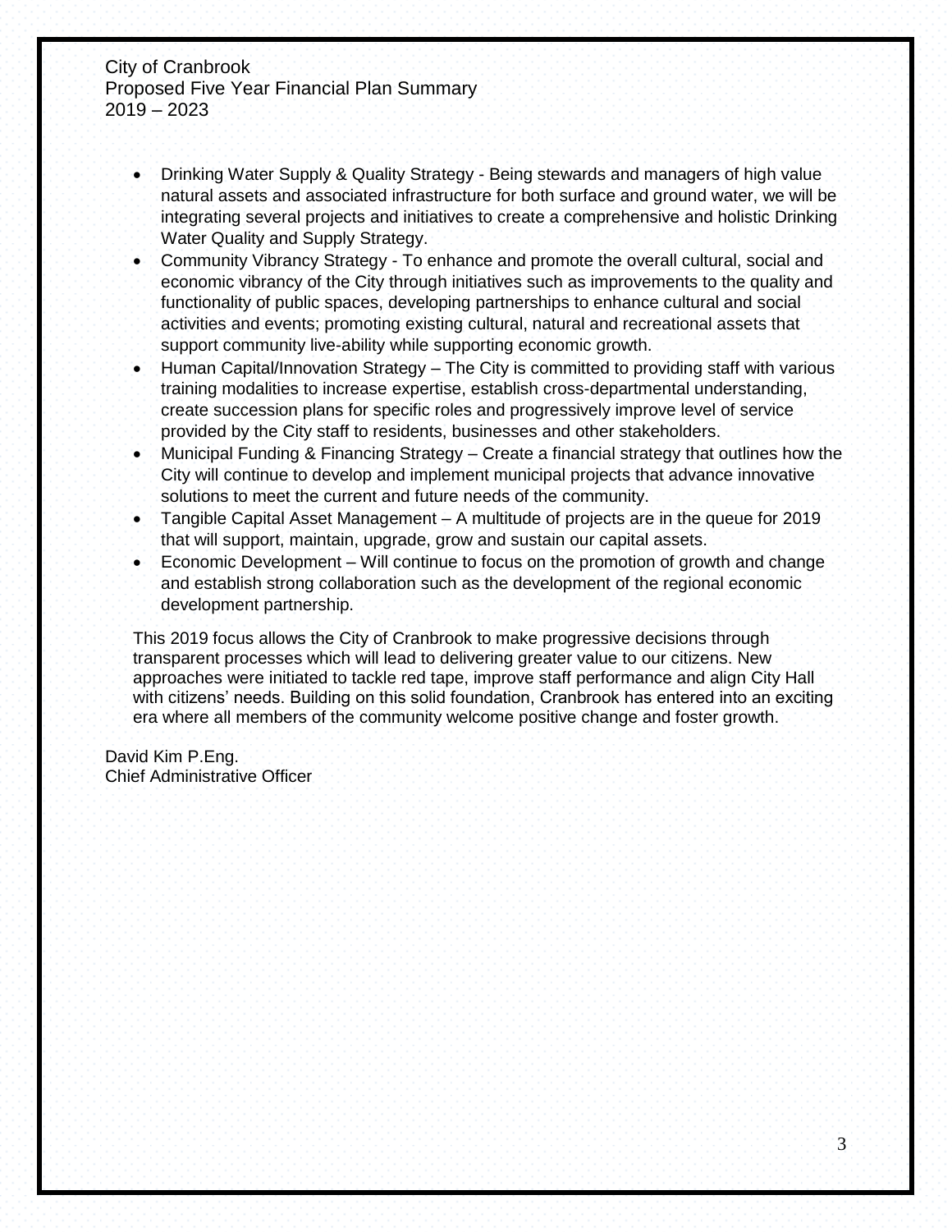- Drinking Water Supply & Quality Strategy - Being stewards and managers of high value natural assets and associated infrastructure for both surface and ground water, we will be integrating several projects and initiatives to create a comprehensive and holistic Drinking Water Quality and Supply Strategy.
- Community Vibrancy Strategy - To enhance and promote the overall cultural, social and economic vibrancy of the City through initiatives such as improvements to the quality and functionality of public spaces, developing partnerships to enhance cultural and social activities and events; promoting existing cultural, natural and recreational assets that support community live-ability while supporting economic growth.
- Human Capital/Innovation Strategy – The City is committed to providing staff with various training modalities to increase expertise, establish cross-departmental understanding, create succession plans for specific roles and progressively improve level of service provided by the City staff to residents, businesses and other stakeholders.
- Municipal Funding & Financing Strategy – Create a financial strategy that outlines how the City will continue to develop and implement municipal projects that advance innovative solutions to meet the current and future needs of the community.
- Tangible Capital Asset Management – A multitude of projects are in the queue for 2019 that will support, maintain, upgrade, grow and sustain our capital assets.
- Economic Development – Will continue to focus on the promotion of growth and change and establish strong collaboration such as the development of the regional economic development partnership.

This 2019 focus allows the City of Cranbrook to make progressive decisions through transparent processes which will lead to delivering greater value to our citizens. New approaches were initiated to tackle red tape, improve staff performance and align City Hall with citizens' needs. Building on this solid foundation, Cranbrook has entered into an exciting era where all members of the community welcome positive change and foster growth.

David Kim P.Eng.
Chief Administrative Officer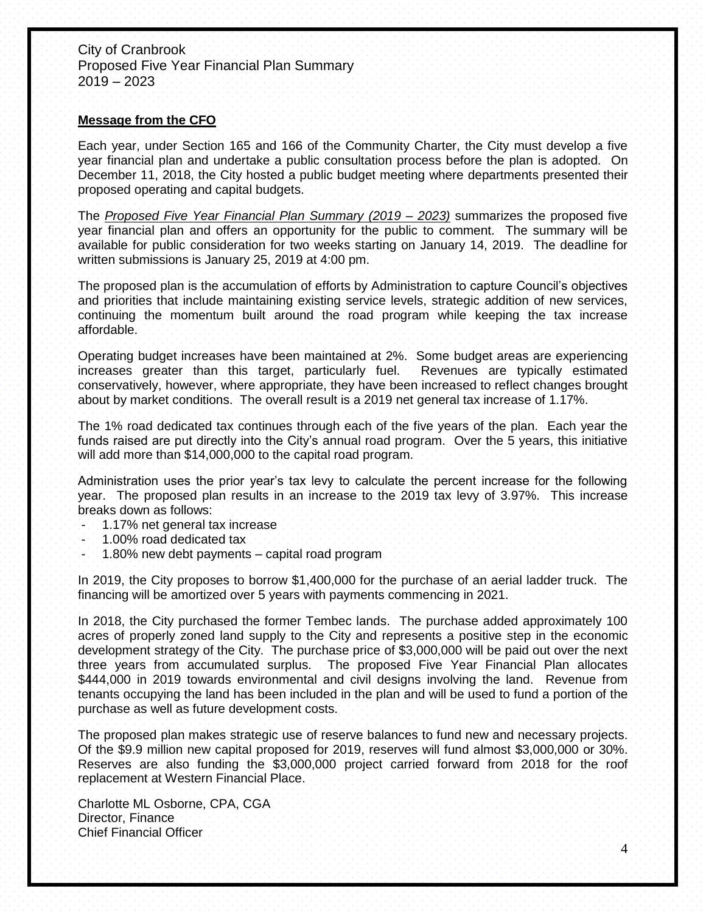City of Cranbrook
Proposed Five Year Financial Plan Summary
2019 – 2023

**Message from the CFO**

Each year, under Section 165 and 166 of the Community Charter, the City must develop a five year financial plan and undertake a public consultation process before the plan is adopted. On December 11, 2018, the City hosted a public budget meeting where departments presented their proposed operating and capital budgets.

The *Proposed Five Year Financial Plan Summary (2019 – 2023)* summarizes the proposed five year financial plan and offers an opportunity for the public to comment. The summary will be available for public consideration for two weeks starting on January 14, 2019. The deadline for written submissions is January 25, 2019 at 4:00 pm.

The proposed plan is the accumulation of efforts by Administration to capture Council's objectives and priorities that include maintaining existing service levels, strategic addition of new services, continuing the momentum built around the road program while keeping the tax increase affordable.

Operating budget increases have been maintained at 2%. Some budget areas are experiencing increases greater than this target, particularly fuel. Revenues are typically estimated conservatively, however, where appropriate, they have been increased to reflect changes brought about by market conditions. The overall result is a 2019 net general tax increase of 1.17%.

The 1% road dedicated tax continues through each of the five years of the plan. Each year the funds raised are put directly into the City's annual road program. Over the 5 years, this initiative will add more than $14,000,000 to the capital road program.

Administration uses the prior year's tax levy to calculate the percent increase for the following year. The proposed plan results in an increase to the 2019 tax levy of 3.97%. This increase breaks down as follows:

- 1.17% net general tax increase
- 1.00% road dedicated tax
- 1.80% new debt payments – capital road program

In 2019, the City proposes to borrow $1,400,000 for the purchase of an aerial ladder truck. The financing will be amortized over 5 years with payments commencing in 2021.

In 2018, the City purchased the former Tembec lands. The purchase added approximately 100 acres of properly zoned land supply to the City and represents a positive step in the economic development strategy of the City. The purchase price of $3,000,000 will be paid out over the next three years from accumulated surplus. The proposed Five Year Financial Plan allocates $444,000 in 2019 towards environmental and civil designs involving the land. Revenue from tenants occupying the land has been included in the plan and will be used to fund a portion of the purchase as well as future development costs.

The proposed plan makes strategic use of reserve balances to fund new and necessary projects. Of the $9.9 million new capital proposed for 2019, reserves will fund almost $3,000,000 or 30%. Reserves are also funding the $3,000,000 project carried forward from 2018 for the roof replacement at Western Financial Place.

Charlotte ML Osborne, CPA, CGA
Director, Finance
Chief Financial Officer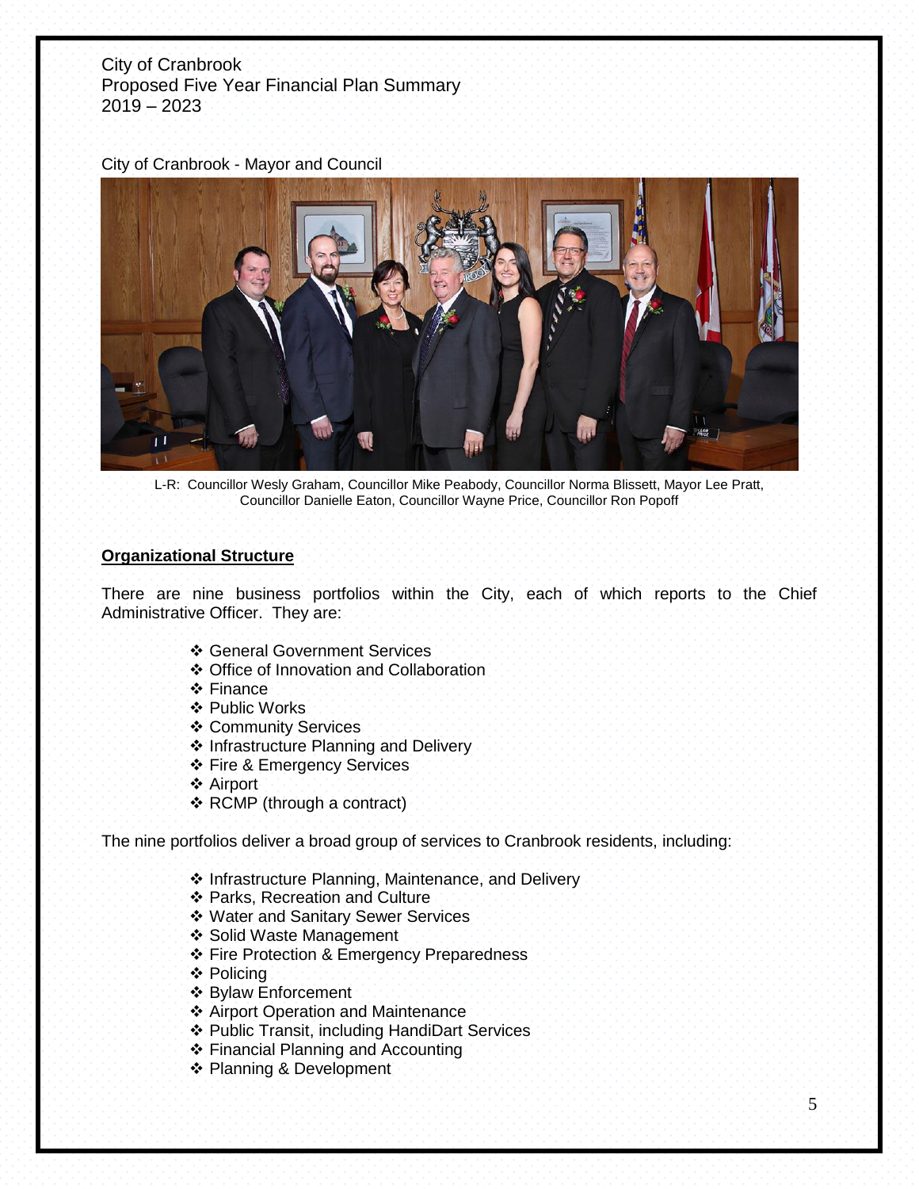City of Cranbrook
Proposed Five Year Financial Plan Summary
2019 – 2023

City of Cranbrook - Mayor and Council

L-R: Councillor Wesly Graham, Councillor Mike Peabody, Councillor Norma Blissett, Mayor Lee Pratt, Councillor Danielle Eaton, Councillor Wayne Price, Councillor Ron Popoff

## Organizational Structure

There are nine business portfolios within the City, each of which reports to the Chief Administrative Officer. They are:

- General Government Services
- Office of Innovation and Collaboration
- Finance
- Public Works
- Community Services
- Infrastructure Planning and Delivery
- Fire & Emergency Services
- Airport
- RCMP (through a contract)

The nine portfolios deliver a broad group of services to Cranbrook residents, including:

- Infrastructure Planning, Maintenance, and Delivery
- Parks, Recreation and Culture
- Water and Sanitary Sewer Services
- Solid Waste Management
- Fire Protection & Emergency Preparedness
- Policing
- Bylaw Enforcement
- Airport Operation and Maintenance
- Public Transit, including HandiDart Services
- Financial Planning and Accounting
- Planning & Development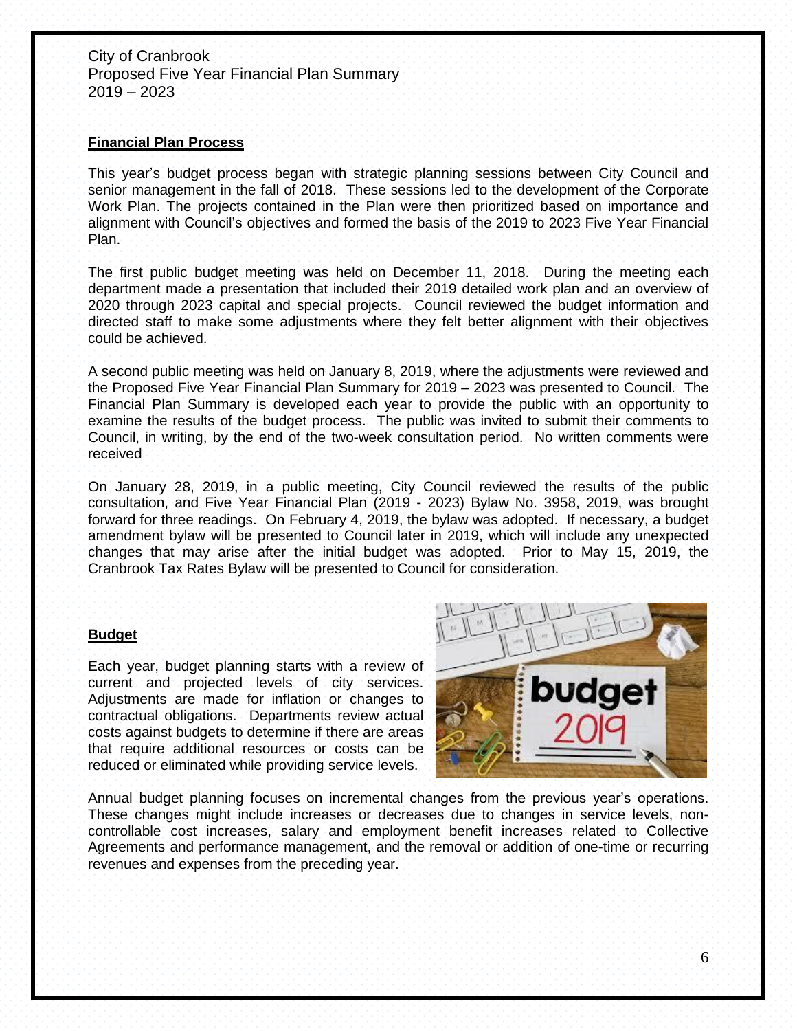City of Cranbrook
Proposed Five Year Financial Plan Summary
2019 – 2023

## Financial Plan Process

This year's budget process began with strategic planning sessions between City Council and senior management in the fall of 2018. These sessions led to the development of the Corporate Work Plan. The projects contained in the Plan were then prioritized based on importance and alignment with Council's objectives and formed the basis of the 2019 to 2023 Five Year Financial Plan.

The first public budget meeting was held on December 11, 2018. During the meeting each department made a presentation that included their 2019 detailed work plan and an overview of 2020 through 2023 capital and special projects. Council reviewed the budget information and directed staff to make some adjustments where they felt better alignment with their objectives could be achieved.

A second public meeting was held on January 8, 2019, where the adjustments were reviewed and the Proposed Five Year Financial Plan Summary for 2019 – 2023 was presented to Council. The Financial Plan Summary is developed each year to provide the public with an opportunity to examine the results of the budget process. The public was invited to submit their comments to Council, in writing, by the end of the two-week consultation period. No written comments were received

On January 28, 2019, in a public meeting, City Council reviewed the results of the public consultation, and Five Year Financial Plan (2019 - 2023) Bylaw No. 3958, 2019, was brought forward for three readings. On February 4, 2019, the bylaw was adopted. If necessary, a budget amendment bylaw will be presented to Council later in 2019, which will include any unexpected changes that may arise after the initial budget was adopted. Prior to May 15, 2019, the Cranbrook Tax Rates Bylaw will be presented to Council for consideration.

## Budget

Each year, budget planning starts with a review of current and projected levels of city services. Adjustments are made for inflation or changes to contractual obligations. Departments review actual costs against budgets to determine if there are areas that require additional resources or costs can be reduced or eliminated while providing service levels.

Annual budget planning focuses on incremental changes from the previous year's operations. These changes might include increases or decreases due to changes in service levels, non-controllable cost increases, salary and employment benefit increases related to Collective Agreements and performance management, and the removal or addition of one-time or recurring revenues and expenses from the preceding year.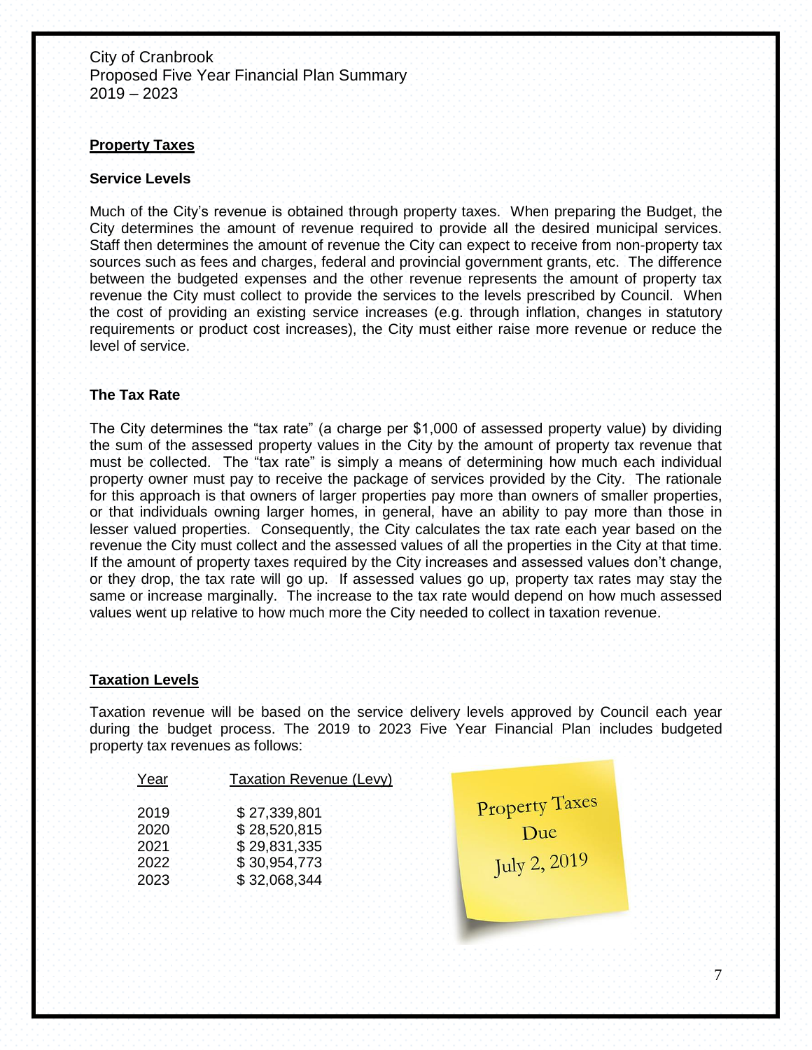City of Cranbrook
Proposed Five Year Financial Plan Summary
2019 – 2023

## Property Taxes

### Service Levels

Much of the City's revenue is obtained through property taxes. When preparing the Budget, the City determines the amount of revenue required to provide all the desired municipal services. Staff then determines the amount of revenue the City can expect to receive from non-property tax sources such as fees and charges, federal and provincial government grants, etc. The difference between the budgeted expenses and the other revenue represents the amount of property tax revenue the City must collect to provide the services to the levels prescribed by Council. When the cost of providing an existing service increases (e.g. through inflation, changes in statutory requirements or product cost increases), the City must either raise more revenue or reduce the level of service.

### The Tax Rate

The City determines the "tax rate" (a charge per $1,000 of assessed property value) by dividing the sum of the assessed property values in the City by the amount of property tax revenue that must be collected. The "tax rate" is simply a means of determining how much each individual property owner must pay to receive the package of services provided by the City. The rationale for this approach is that owners of larger properties pay more than owners of smaller properties, or that individuals owning larger homes, in general, have an ability to pay more than those in lesser valued properties. Consequently, the City calculates the tax rate each year based on the revenue the City must collect and the assessed values of all the properties in the City at that time. If the amount of property taxes required by the City increases and assessed values don't change, or they drop, the tax rate will go up. If assessed values go up, property tax rates may stay the same or increase marginally. The increase to the tax rate would depend on how much assessed values went up relative to how much more the City needed to collect in taxation revenue.

## Taxation Levels

Taxation revenue will be based on the service delivery levels approved by Council each year during the budget process. The 2019 to 2023 Five Year Financial Plan includes budgeted property tax revenues as follows:

| Year | Taxation Revenue (Levy) |
|---|---|
| 2019 | $ 27,339,801 |
| 2020 | $ 28,520,815 |
| 2021 | $ 29,831,335 |
| 2022 | $ 30,954,773 |
| 2023 | $ 32,068,344 |

Property Taxes Due July 2, 2019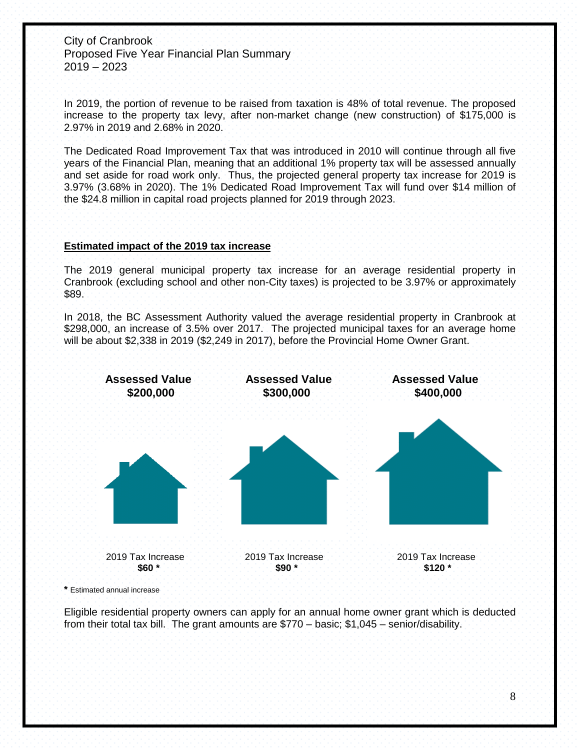City of Cranbrook
Proposed Five Year Financial Plan Summary
2019 – 2023

In 2019, the portion of revenue to be raised from taxation is 48% of total revenue. The proposed increase to the property tax levy, after non-market change (new construction) of $175,000 is 2.97% in 2019 and 2.68% in 2020.

The Dedicated Road Improvement Tax that was introduced in 2010 will continue through all five years of the Financial Plan, meaning that an additional 1% property tax will be assessed annually and set aside for road work only. Thus, the projected general property tax increase for 2019 is 3.97% (3.68% in 2020). The 1% Dedicated Road Improvement Tax will fund over $14 million of the $24.8 million in capital road projects planned for 2019 through 2023.

## Estimated impact of the 2019 tax increase

The 2019 general municipal property tax increase for an average residential property in Cranbrook (excluding school and other non-City taxes) is projected to be 3.97% or approximately $89.

In 2018, the BC Assessment Authority valued the average residential property in Cranbrook at $298,000, an increase of 3.5% over 2017. The projected municipal taxes for an average home will be about $2,338 in 2019 ($2,249 in 2017), before the Provincial Home Owner Grant.

| **Assessed Value $200,000** | **Assessed Value $300,000** | **Assessed Value $400,000** |
|---|---|---|
| 2019 Tax Increase **$60 *** | 2019 Tax Increase **$90 *** | 2019 Tax Increase **$120 *** |

**\*** Estimated annual increase

Eligible residential property owners can apply for an annual home owner grant which is deducted from their total tax bill. The grant amounts are $770 – basic; $1,045 – senior/disability.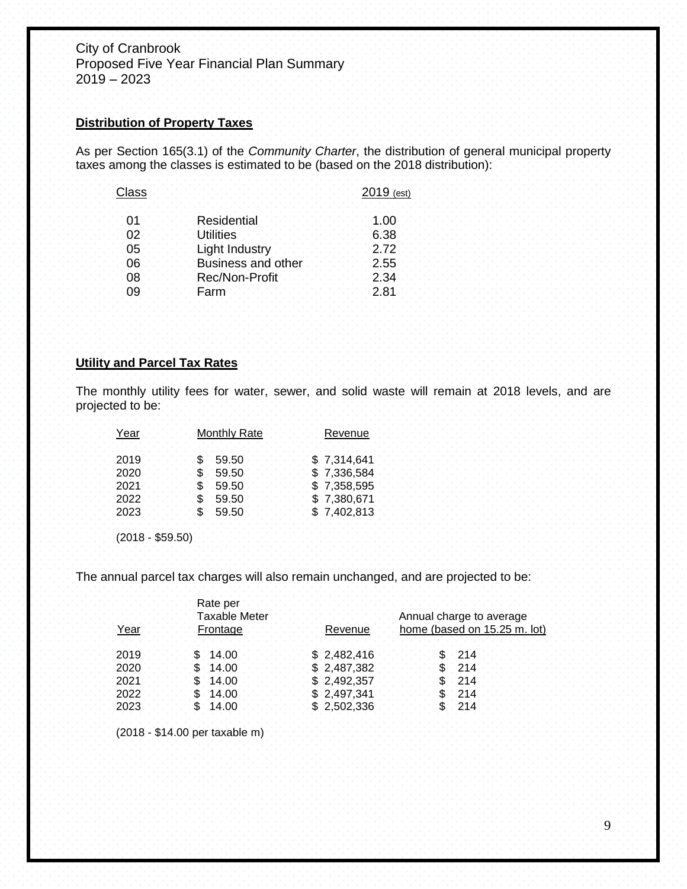City of Cranbrook
Proposed Five Year Financial Plan Summary
2019 – 2023

## Distribution of Property Taxes

As per Section 165(3.1) of the *Community Charter*, the distribution of general municipal property taxes among the classes is estimated to be (based on the 2018 distribution):

| Class | | 2019 (est) |
|---|---|---|
| 01 | Residential | 1.00 |
| 02 | Utilities | 6.38 |
| 05 | Light Industry | 2.72 |
| 06 | Business and other | 2.55 |
| 08 | Rec/Non-Profit | 2.34 |
| 09 | Farm | 2.81 |

## Utility and Parcel Tax Rates

The monthly utility fees for water, sewer, and solid waste will remain at 2018 levels, and are projected to be:

| Year | Monthly Rate | Revenue |
|---|---|---|
| 2019 | $ 59.50 | $ 7,314,641 |
| 2020 | $ 59.50 | $ 7,336,584 |
| 2021 | $ 59.50 | $ 7,358,595 |
| 2022 | $ 59.50 | $ 7,380,671 |
| 2023 | $ 59.50 | $ 7,402,813 |

(2018 - $59.50)

The annual parcel tax charges will also remain unchanged, and are projected to be:

| Year | Rate per Taxable Meter Frontage | Revenue | Annual charge to average home (based on 15.25 m. lot) |
|---|---|---|---|
| 2019 | $ 14.00 | $ 2,482,416 | $ 214 |
| 2020 | $ 14.00 | $ 2,487,382 | $ 214 |
| 2021 | $ 14.00 | $ 2,492,357 | $ 214 |
| 2022 | $ 14.00 | $ 2,497,341 | $ 214 |
| 2023 | $ 14.00 | $ 2,502,336 | $ 214 |

(2018 - $14.00 per taxable m)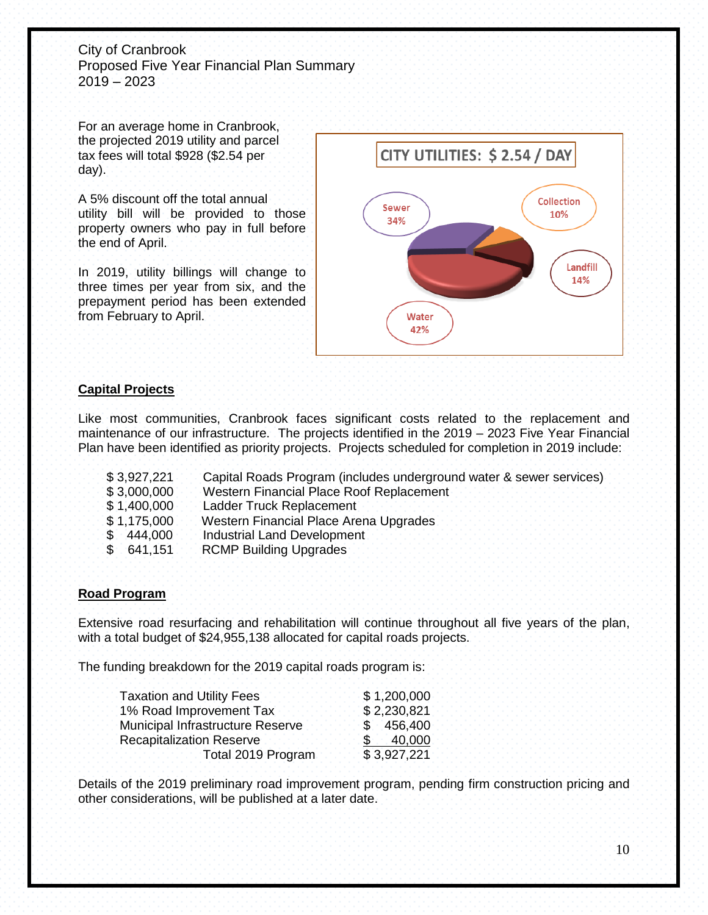City of Cranbrook
Proposed Five Year Financial Plan Summary
2019 – 2023

For an average home in Cranbrook, the projected 2019 utility and parcel tax fees will total $928 ($2.54 per day).

A 5% discount off the total annual utility bill will be provided to those property owners who pay in full before the end of April.

In 2019, utility billings will change to three times per year from six, and the prepayment period has been extended from February to April.

CITY UTILITIES: $ 2.54 / DAY

Sewer 34%
Collection 10%
Landfill 14%
Water 42%

## Capital Projects

Like most communities, Cranbrook faces significant costs related to the replacement and maintenance of our infrastructure. The projects identified in the 2019 – 2023 Five Year Financial Plan have been identified as priority projects. Projects scheduled for completion in 2019 include:

| | |
|---|---|
| $ 3,927,221 | Capital Roads Program (includes underground water & sewer services) |
| $ 3,000,000 | Western Financial Place Roof Replacement |
| $ 1,400,000 | Ladder Truck Replacement |
| $ 1,175,000 | Western Financial Place Arena Upgrades |
| $ 444,000 | Industrial Land Development |
| $ 641,151 | RCMP Building Upgrades |

## Road Program

Extensive road resurfacing and rehabilitation will continue throughout all five years of the plan, with a total budget of $24,955,138 allocated for capital roads projects.

The funding breakdown for the 2019 capital roads program is:

| | |
|---|---|
| Taxation and Utility Fees | $ 1,200,000 |
| 1% Road Improvement Tax | $ 2,230,821 |
| Municipal Infrastructure Reserve | $ 456,400 |
| Recapitalization Reserve | $ 40,000 |
| Total 2019 Program | $ 3,927,221 |

Details of the 2019 preliminary road improvement program, pending firm construction pricing and other considerations, will be published at a later date.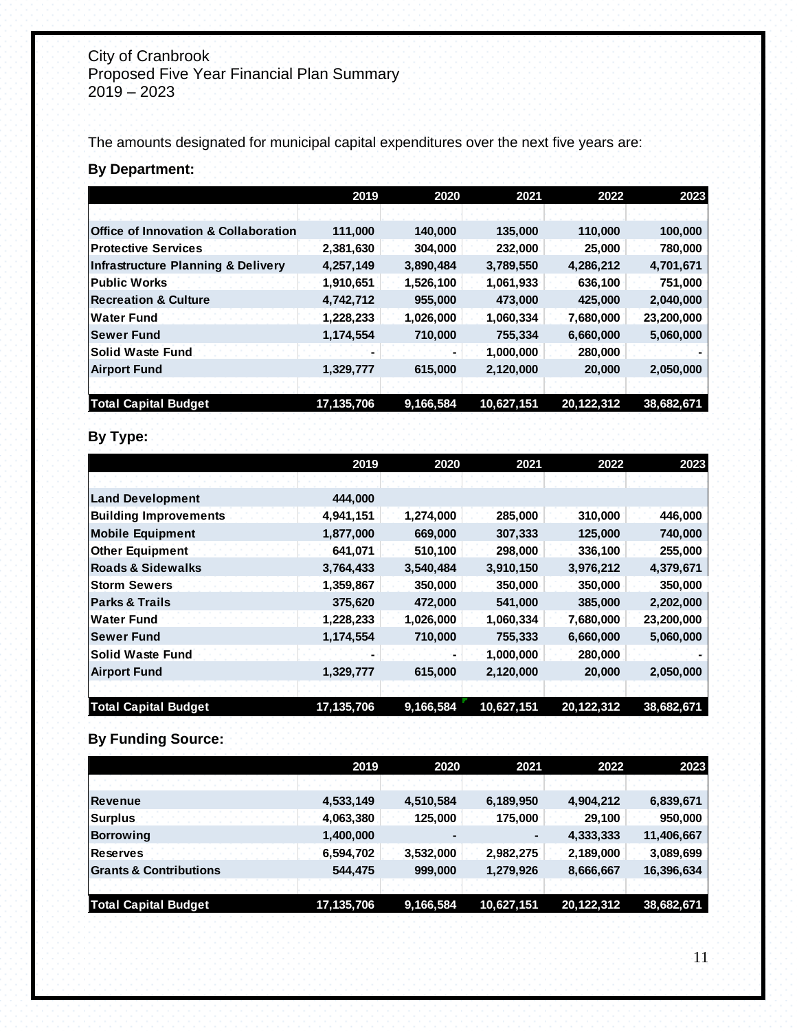City of Cranbrook
Proposed Five Year Financial Plan Summary
2019 – 2023

The amounts designated for municipal capital expenditures over the next five years are:

**By Department:**

| | 2019 | 2020 | 2021 | 2022 | 2023 |
|---|---|---|---|---|---|
| **Office of Innovation & Collaboration** | 111,000 | 140,000 | 135,000 | 110,000 | 100,000 |
| **Protective Services** | 2,381,630 | 304,000 | 232,000 | 25,000 | 780,000 |
| **Infrastructure Planning & Delivery** | 4,257,149 | 3,890,484 | 3,789,550 | 4,286,212 | 4,701,671 |
| **Public Works** | 1,910,651 | 1,526,100 | 1,061,933 | 636,100 | 751,000 |
| **Recreation & Culture** | 4,742,712 | 955,000 | 473,000 | 425,000 | 2,040,000 |
| **Water Fund** | 1,228,233 | 1,026,000 | 1,060,334 | 7,680,000 | 23,200,000 |
| **Sewer Fund** | 1,174,554 | 710,000 | 755,334 | 6,660,000 | 5,060,000 |
| **Solid Waste Fund** | - | - | 1,000,000 | 280,000 | - |
| **Airport Fund** | 1,329,777 | 615,000 | 2,120,000 | 20,000 | 2,050,000 |
| **Total Capital Budget** | 17,135,706 | 9,166,584 | 10,627,151 | 20,122,312 | 38,682,671 |

**By Type:**

| | 2019 | 2020 | 2021 | 2022 | 2023 |
|---|---|---|---|---|---|
| **Land Development** | 444,000 | | | | |
| **Building Improvements** | 4,941,151 | 1,274,000 | 285,000 | 310,000 | 446,000 |
| **Mobile Equipment** | 1,877,000 | 669,000 | 307,333 | 125,000 | 740,000 |
| **Other Equipment** | 641,071 | 510,100 | 298,000 | 336,100 | 255,000 |
| **Roads & Sidewalks** | 3,764,433 | 3,540,484 | 3,910,150 | 3,976,212 | 4,379,671 |
| **Storm Sewers** | 1,359,867 | 350,000 | 350,000 | 350,000 | 350,000 |
| **Parks & Trails** | 375,620 | 472,000 | 541,000 | 385,000 | 2,202,000 |
| **Water Fund** | 1,228,233 | 1,026,000 | 1,060,334 | 7,680,000 | 23,200,000 |
| **Sewer Fund** | 1,174,554 | 710,000 | 755,333 | 6,660,000 | 5,060,000 |
| **Solid Waste Fund** | - | - | 1,000,000 | 280,000 | - |
| **Airport Fund** | 1,329,777 | 615,000 | 2,120,000 | 20,000 | 2,050,000 |
| **Total Capital Budget** | 17,135,706 | 9,166,584 | 10,627,151 | 20,122,312 | 38,682,671 |

**By Funding Source:**

| | 2019 | 2020 | 2021 | 2022 | 2023 |
|---|---|---|---|---|---|
| **Revenue** | 4,533,149 | 4,510,584 | 6,189,950 | 4,904,212 | 6,839,671 |
| **Surplus** | 4,063,380 | 125,000 | 175,000 | 29,100 | 950,000 |
| **Borrowing** | 1,400,000 | - | - | 4,333,333 | 11,406,667 |
| **Reserves** | 6,594,702 | 3,532,000 | 2,982,275 | 2,189,000 | 3,089,699 |
| **Grants & Contributions** | 544,475 | 999,000 | 1,279,926 | 8,666,667 | 16,396,634 |
| **Total Capital Budget** | 17,135,706 | 9,166,584 | 10,627,151 | 20,122,312 | 38,682,671 |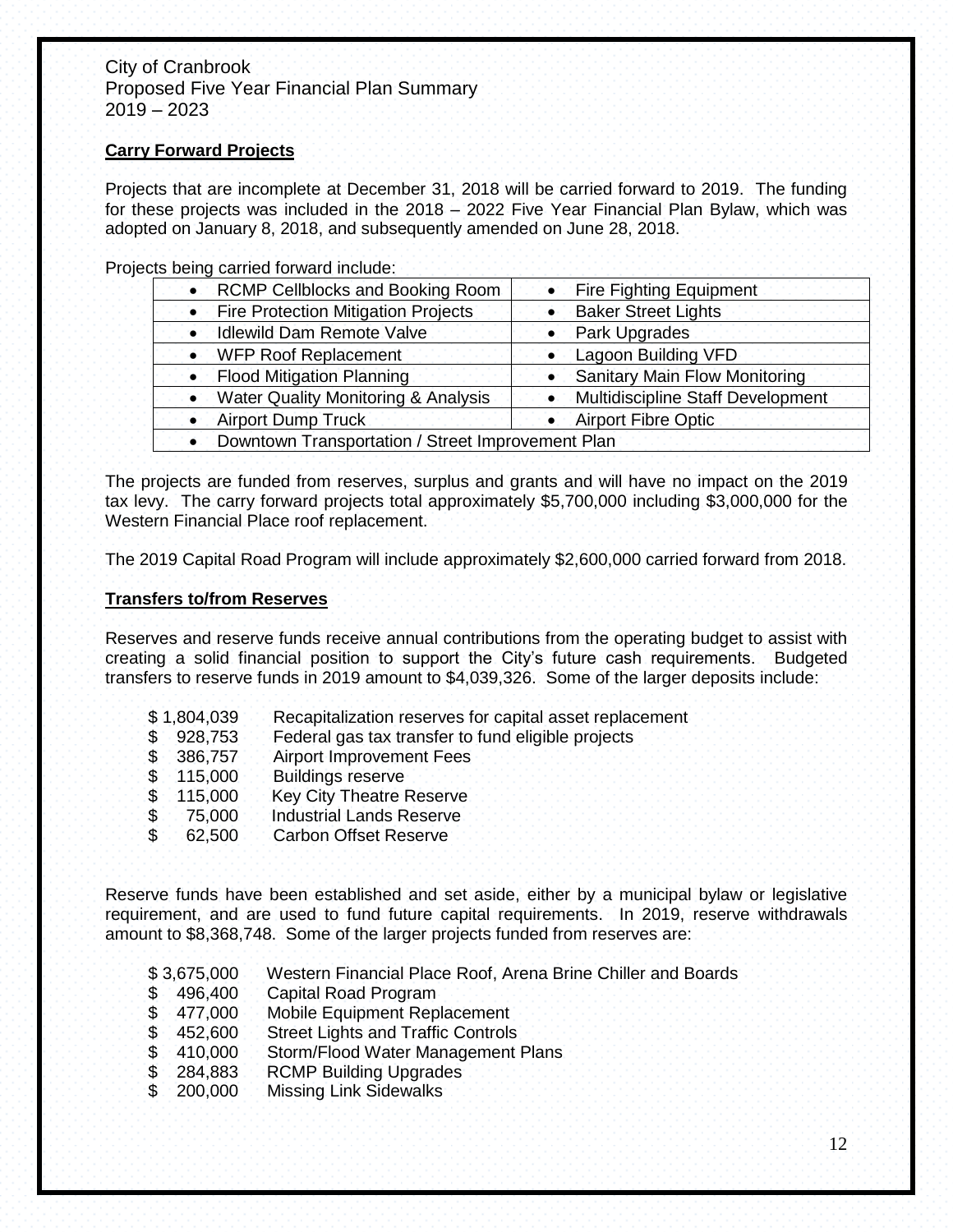City of Cranbrook
Proposed Five Year Financial Plan Summary
2019 – 2023

**Carry Forward Projects**

Projects that are incomplete at December 31, 2018 will be carried forward to 2019. The funding for these projects was included in the 2018 – 2022 Five Year Financial Plan Bylaw, which was adopted on January 8, 2018, and subsequently amended on June 28, 2018.

Projects being carried forward include:

| | |
|---|---|
| • RCMP Cellblocks and Booking Room | • Fire Fighting Equipment |
| • Fire Protection Mitigation Projects | • Baker Street Lights |
| • Idlewild Dam Remote Valve | • Park Upgrades |
| • WFP Roof Replacement | • Lagoon Building VFD |
| • Flood Mitigation Planning | • Sanitary Main Flow Monitoring |
| • Water Quality Monitoring & Analysis | • Multidiscipline Staff Development |
| • Airport Dump Truck | • Airport Fibre Optic |
| • Downtown Transportation / Street Improvement Plan | |

The projects are funded from reserves, surplus and grants and will have no impact on the 2019 tax levy. The carry forward projects total approximately $5,700,000 including $3,000,000 for the Western Financial Place roof replacement.

The 2019 Capital Road Program will include approximately $2,600,000 carried forward from 2018.

**Transfers to/from Reserves**

Reserves and reserve funds receive annual contributions from the operating budget to assist with creating a solid financial position to support the City's future cash requirements. Budgeted transfers to reserve funds in 2019 amount to $4,039,326. Some of the larger deposits include:

| | |
|---|---|
| $ 1,804,039 | Recapitalization reserves for capital asset replacement |
| $ 928,753 | Federal gas tax transfer to fund eligible projects |
| $ 386,757 | Airport Improvement Fees |
| $ 115,000 | Buildings reserve |
| $ 115,000 | Key City Theatre Reserve |
| $ 75,000 | Industrial Lands Reserve |
| $ 62,500 | Carbon Offset Reserve |

Reserve funds have been established and set aside, either by a municipal bylaw or legislative requirement, and are used to fund future capital requirements. In 2019, reserve withdrawals amount to $8,368,748. Some of the larger projects funded from reserves are:

| | |
|---|---|
| $ 3,675,000 | Western Financial Place Roof, Arena Brine Chiller and Boards |
| $ 496,400 | Capital Road Program |
| $ 477,000 | Mobile Equipment Replacement |
| $ 452,600 | Street Lights and Traffic Controls |
| $ 410,000 | Storm/Flood Water Management Plans |
| $ 284,883 | RCMP Building Upgrades |
| $ 200,000 | Missing Link Sidewalks |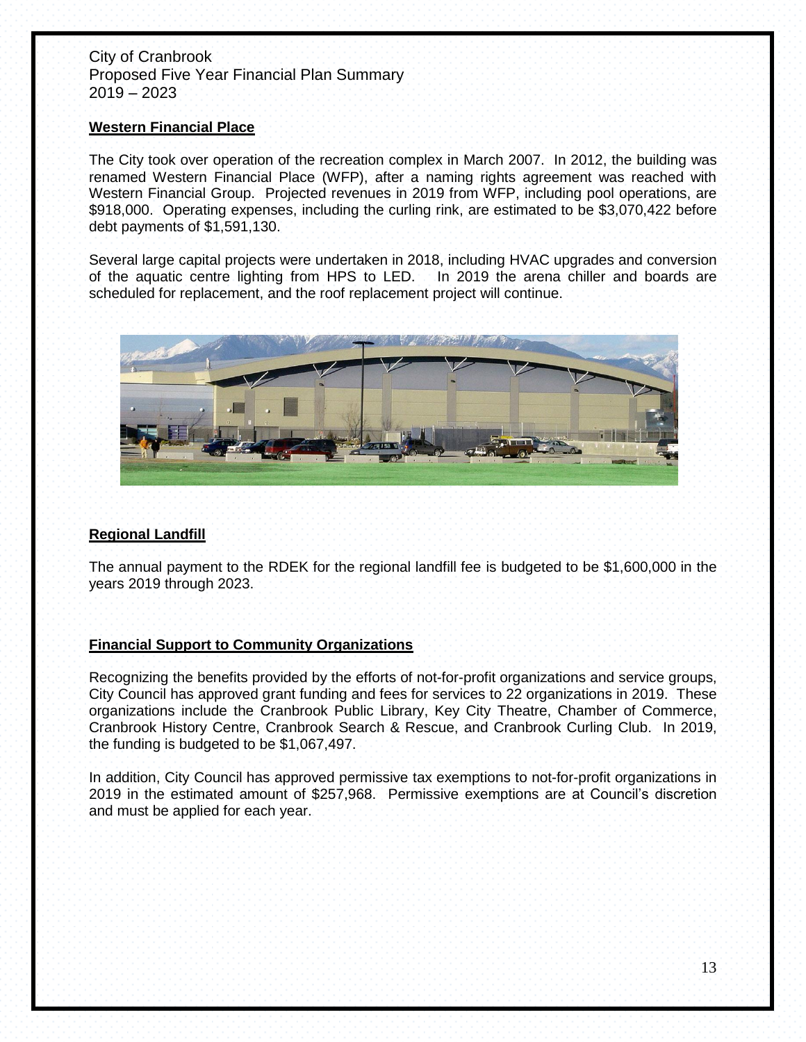## Western Financial Place

The City took over operation of the recreation complex in March 2007. In 2012, the building was renamed Western Financial Place (WFP), after a naming rights agreement was reached with Western Financial Group. Projected revenues in 2019 from WFP, including pool operations, are $918,000. Operating expenses, including the curling rink, are estimated to be $3,070,422 before debt payments of $1,591,130.

Several large capital projects were undertaken in 2018, including HVAC upgrades and conversion of the aquatic centre lighting from HPS to LED. In 2019 the arena chiller and boards are scheduled for replacement, and the roof replacement project will continue.

## Regional Landfill

The annual payment to the RDEK for the regional landfill fee is budgeted to be $1,600,000 in the years 2019 through 2023.

## Financial Support to Community Organizations

Recognizing the benefits provided by the efforts of not-for-profit organizations and service groups, City Council has approved grant funding and fees for services to 22 organizations in 2019. These organizations include the Cranbrook Public Library, Key City Theatre, Chamber of Commerce, Cranbrook History Centre, Cranbrook Search & Rescue, and Cranbrook Curling Club. In 2019, the funding is budgeted to be $1,067,497.

In addition, City Council has approved permissive tax exemptions to not-for-profit organizations in 2019 in the estimated amount of $257,968. Permissive exemptions are at Council's discretion and must be applied for each year.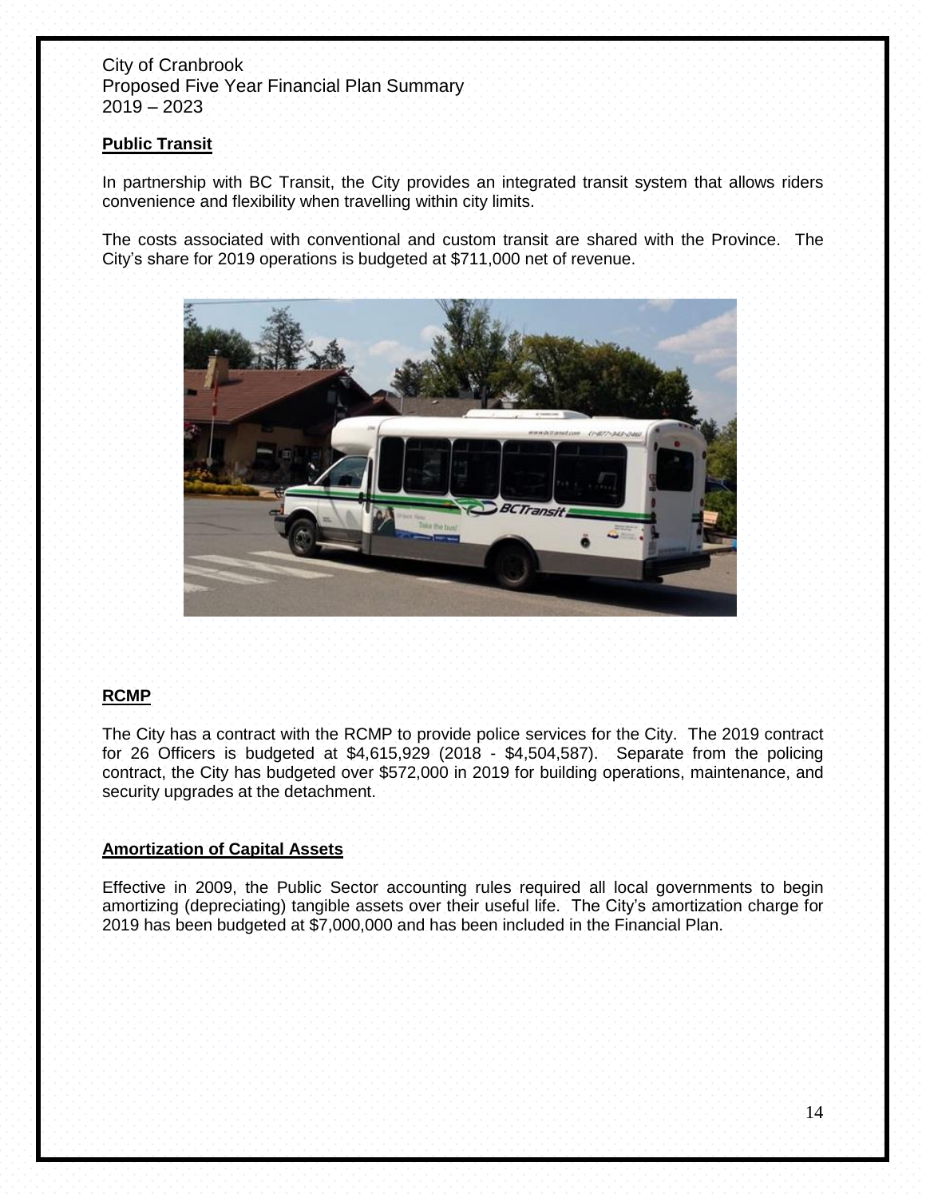## Public Transit

In partnership with BC Transit, the City provides an integrated transit system that allows riders convenience and flexibility when travelling within city limits.

The costs associated with conventional and custom transit are shared with the Province. The City's share for 2019 operations is budgeted at $711,000 net of revenue.

## RCMP

The City has a contract with the RCMP to provide police services for the City. The 2019 contract for 26 Officers is budgeted at $4,615,929 (2018 - $4,504,587). Separate from the policing contract, the City has budgeted over $572,000 in 2019 for building operations, maintenance, and security upgrades at the detachment.

## Amortization of Capital Assets

Effective in 2009, the Public Sector accounting rules required all local governments to begin amortizing (depreciating) tangible assets over their useful life. The City's amortization charge for 2019 has been budgeted at $7,000,000 and has been included in the Financial Plan.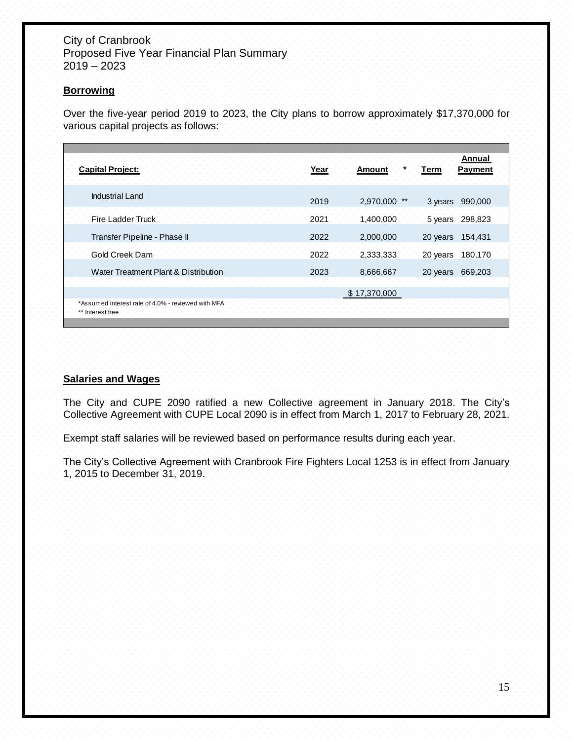City of Cranbrook
Proposed Five Year Financial Plan Summary
2019 – 2023

**Borrowing**

Over the five-year period 2019 to 2023, the City plans to borrow approximately $17,370,000 for various capital projects as follows:

| Capital Project: | Year | Amount * | Term | Annual Payment |
|---|---|---|---|---|
| Industrial Land | 2019 | 2,970,000 ** | 3 years | 990,000 |
| Fire Ladder Truck | 2021 | 1,400,000 | 5 years | 298,823 |
| Transfer Pipeline - Phase II | 2022 | 2,000,000 | 20 years | 154,431 |
| Gold Creek Dam | 2022 | 2,333,333 | 20 years | 180,170 |
| Water Treatment Plant & Distribution | 2023 | 8,666,667 | 20 years | 669,203 |
| | | $ 17,370,000 | | |

*Assumed interest rate of 4.0% - reviewed with MFA
** Interest free

**Salaries and Wages**

The City and CUPE 2090 ratified a new Collective agreement in January 2018. The City's Collective Agreement with CUPE Local 2090 is in effect from March 1, 2017 to February 28, 2021.

Exempt staff salaries will be reviewed based on performance results during each year.

The City's Collective Agreement with Cranbrook Fire Fighters Local 1253 is in effect from January 1, 2015 to December 31, 2019.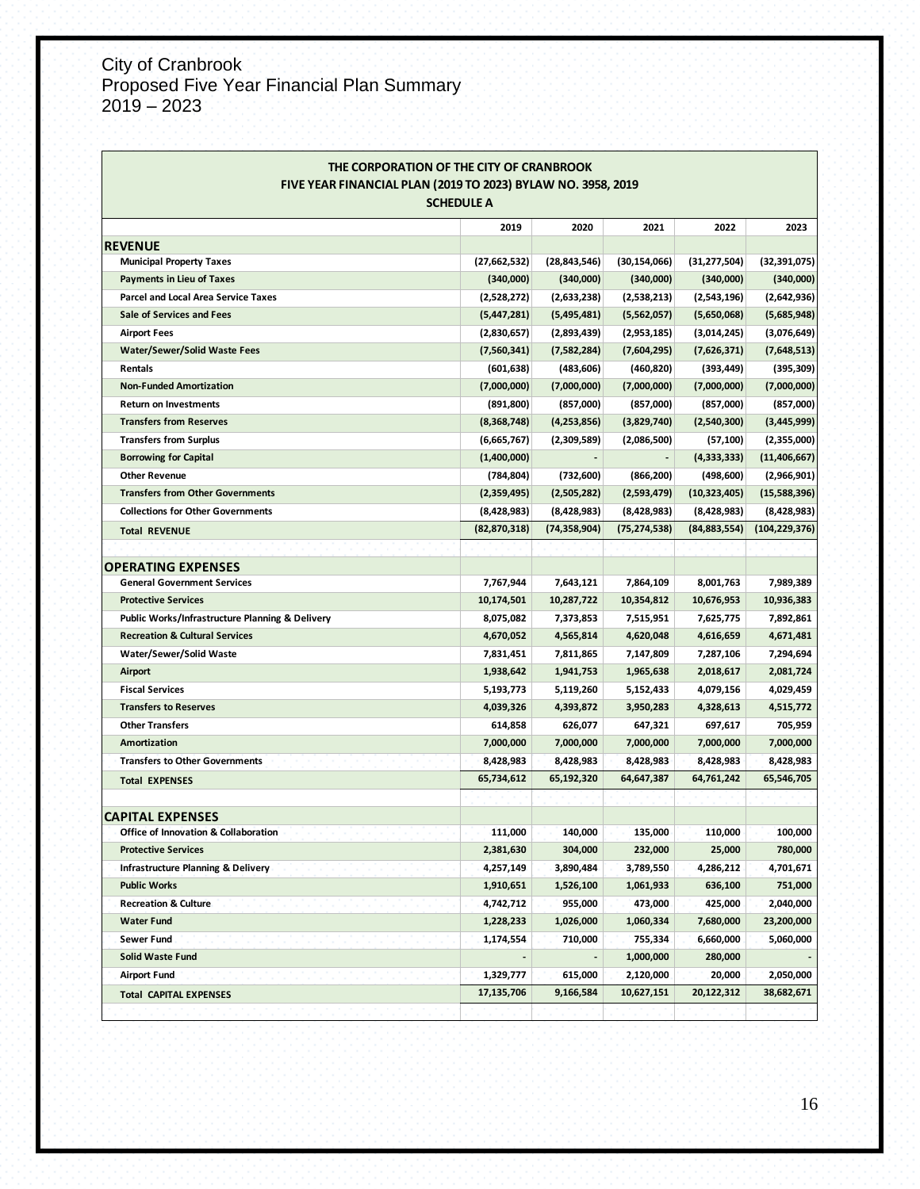# City of Cranbrook
## Proposed Five Year Financial Plan Summary
## 2019 – 2023

**THE CORPORATION OF THE CITY OF CRANBROOK**
**FIVE YEAR FINANCIAL PLAN (2019 TO 2023) BYLAW NO. 3958, 2019**
**SCHEDULE A**

| | 2019 | 2020 | 2021 | 2022 | 2023 |
|---|---|---|---|---|---|
| **REVENUE** | | | | | |
| Municipal Property Taxes | (27,662,532) | (28,843,546) | (30,154,066) | (31,277,504) | (32,391,075) |
| Payments in Lieu of Taxes | (340,000) | (340,000) | (340,000) | (340,000) | (340,000) |
| Parcel and Local Area Service Taxes | (2,528,272) | (2,633,238) | (2,538,213) | (2,543,196) | (2,642,936) |
| Sale of Services and Fees | (5,447,281) | (5,495,481) | (5,562,057) | (5,650,068) | (5,685,948) |
| Airport Fees | (2,830,657) | (2,893,439) | (2,953,185) | (3,014,245) | (3,076,649) |
| Water/Sewer/Solid Waste Fees | (7,560,341) | (7,582,284) | (7,604,295) | (7,626,371) | (7,648,513) |
| Rentals | (601,638) | (483,606) | (460,820) | (393,449) | (395,309) |
| Non-Funded Amortization | (7,000,000) | (7,000,000) | (7,000,000) | (7,000,000) | (7,000,000) |
| Return on Investments | (891,800) | (857,000) | (857,000) | (857,000) | (857,000) |
| Transfers from Reserves | (8,368,748) | (4,253,856) | (3,829,740) | (2,540,300) | (3,445,999) |
| Transfers from Surplus | (6,665,767) | (2,309,589) | (2,086,500) | (57,100) | (2,355,000) |
| Borrowing for Capital | (1,400,000) | - | - | (4,333,333) | (11,406,667) |
| Other Revenue | (784,804) | (732,600) | (866,200) | (498,600) | (2,966,901) |
| Transfers from Other Governments | (2,359,495) | (2,505,282) | (2,593,479) | (10,323,405) | (15,588,396) |
| Collections for Other Governments | (8,428,983) | (8,428,983) | (8,428,983) | (8,428,983) | (8,428,983) |
| Total REVENUE | (82,870,318) | (74,358,904) | (75,274,538) | (84,883,554) | (104,229,376) |
| | | | | | |
| **OPERATING EXPENSES** | | | | | |
| General Government Services | 7,767,944 | 7,643,121 | 7,864,109 | 8,001,763 | 7,989,389 |
| Protective Services | 10,174,501 | 10,287,722 | 10,354,812 | 10,676,953 | 10,936,383 |
| Public Works/Infrastructure Planning & Delivery | 8,075,082 | 7,373,853 | 7,515,951 | 7,625,775 | 7,892,861 |
| Recreation & Cultural Services | 4,670,052 | 4,565,814 | 4,620,048 | 4,616,659 | 4,671,481 |
| Water/Sewer/Solid Waste | 7,831,451 | 7,811,865 | 7,147,809 | 7,287,106 | 7,294,694 |
| Airport | 1,938,642 | 1,941,753 | 1,965,638 | 2,018,617 | 2,081,724 |
| Fiscal Services | 5,193,773 | 5,119,260 | 5,152,433 | 4,079,156 | 4,029,459 |
| Transfers to Reserves | 4,039,326 | 4,393,872 | 3,950,283 | 4,328,613 | 4,515,772 |
| Other Transfers | 614,858 | 626,077 | 647,321 | 697,617 | 705,959 |
| Amortization | 7,000,000 | 7,000,000 | 7,000,000 | 7,000,000 | 7,000,000 |
| Transfers to Other Governments | 8,428,983 | 8,428,983 | 8,428,983 | 8,428,983 | 8,428,983 |
| Total EXPENSES | 65,734,612 | 65,192,320 | 64,647,387 | 64,761,242 | 65,546,705 |
| | | | | | |
| **CAPITAL EXPENSES** | | | | | |
| Office of Innovation & Collaboration | 111,000 | 140,000 | 135,000 | 110,000 | 100,000 |
| Protective Services | 2,381,630 | 304,000 | 232,000 | 25,000 | 780,000 |
| Infrastructure Planning & Delivery | 4,257,149 | 3,890,484 | 3,789,550 | 4,286,212 | 4,701,671 |
| Public Works | 1,910,651 | 1,526,100 | 1,061,933 | 636,100 | 751,000 |
| Recreation & Culture | 4,742,712 | 955,000 | 473,000 | 425,000 | 2,040,000 |
| Water Fund | 1,228,233 | 1,026,000 | 1,060,334 | 7,680,000 | 23,200,000 |
| Sewer Fund | 1,174,554 | 710,000 | 755,334 | 6,660,000 | 5,060,000 |
| Solid Waste Fund | - | - | 1,000,000 | 280,000 | - |
| Airport Fund | 1,329,777 | 615,000 | 2,120,000 | 20,000 | 2,050,000 |
| Total CAPITAL EXPENSES | 17,135,706 | 9,166,584 | 10,627,151 | 20,122,312 | 38,682,671 |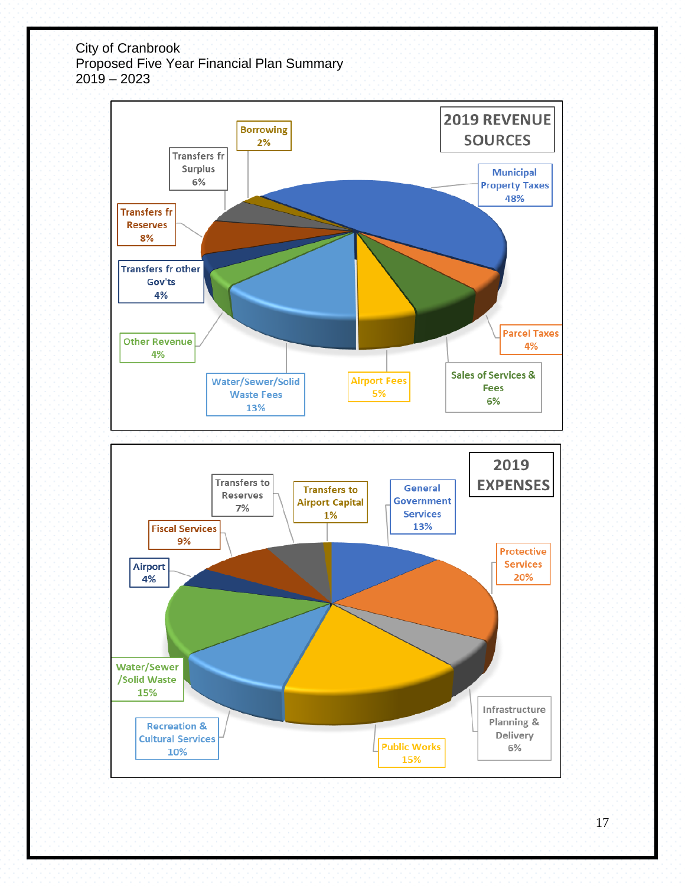City of Cranbrook
Proposed Five Year Financial Plan Summary
2019 – 2023

## 2019 REVENUE SOURCES

| Revenue Source | % |
|---|---|
| Municipal Property Taxes | 48% |
| Parcel Taxes | 4% |
| Sales of Services & Fees | 6% |
| Airport Fees | 5% |
| Water/Sewer/Solid Waste Fees | 13% |
| Other Revenue | 4% |
| Transfers fr other Gov'ts | 4% |
| Transfers fr Reserves | 8% |
| Transfers fr Surplus | 6% |
| Borrowing | 2% |

## 2019 EXPENSES

| Expense | % |
|---|---|
| General Government Services | 13% |
| Protective Services | 20% |
| Infrastructure Planning & Delivery | 6% |
| Public Works | 15% |
| Recreation & Cultural Services | 10% |
| Water/Sewer /Solid Waste | 15% |
| Airport | 4% |
| Fiscal Services | 9% |
| Transfers to Reserves | 7% |
| Transfers to Airport Capital | 1% |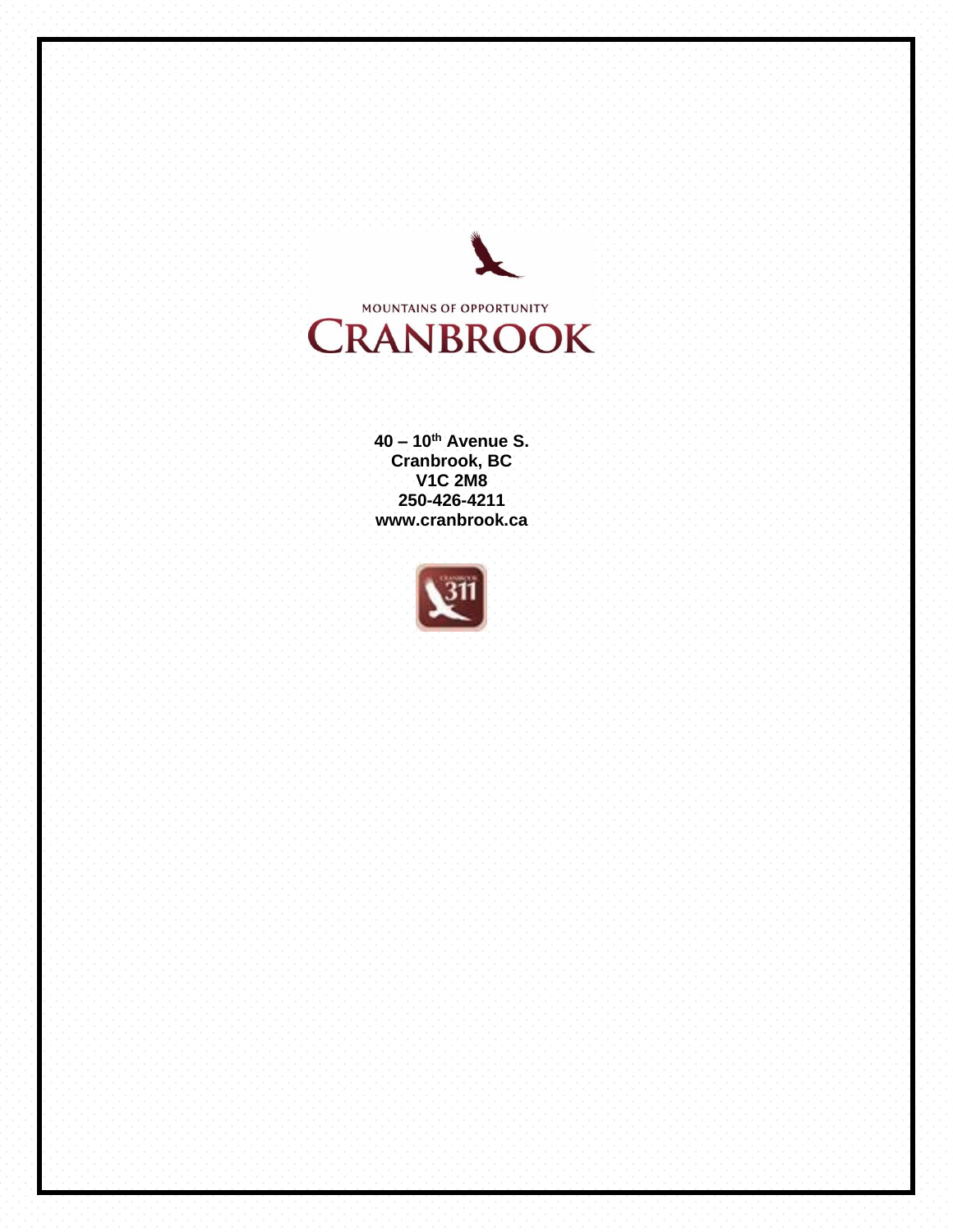MOUNTAINS OF OPPORTUNITY

CRANBROOK

**40 – 10th Avenue S.**
**Cranbrook, BC**
**V1C 2M8**
**250-426-4211**
**www.cranbrook.ca**